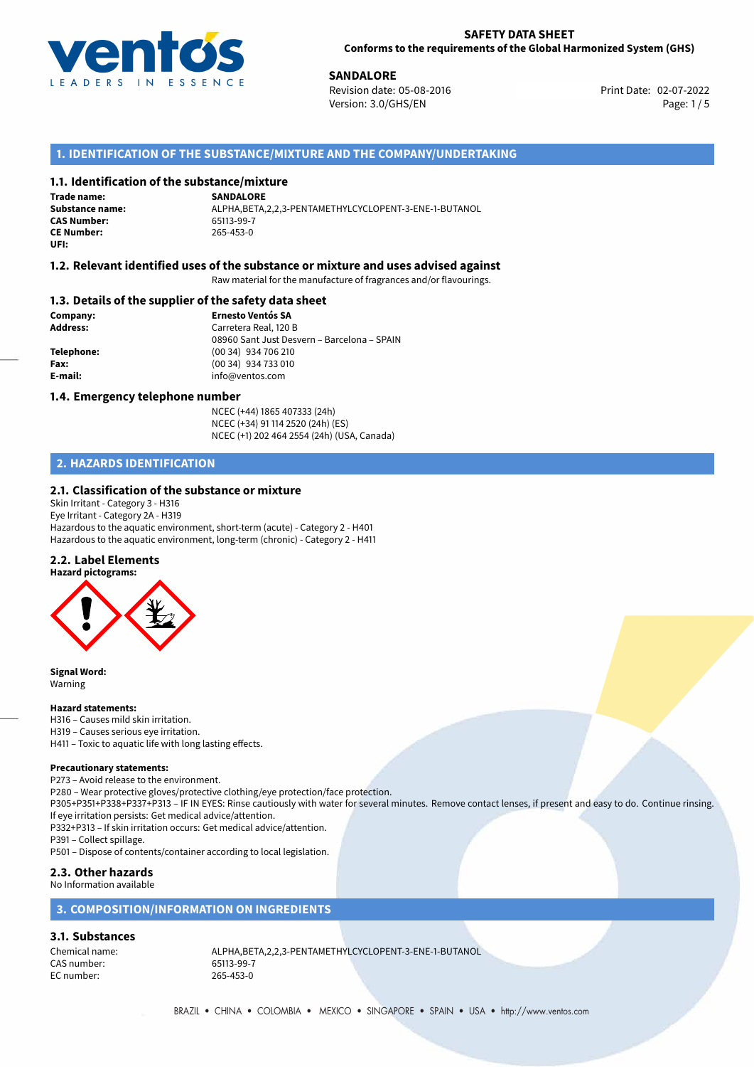**SAFETY DATA SHEET**
**Conforms to the requirements of the Global Harmonized System (GHS)**

**SANDALORE**
Revision date: 05-08-2016
Version: 3.0/GHS/EN
Print Date: 02-07-2022

## 1. IDENTIFICATION OF THE SUBSTANCE/MIXTURE AND THE COMPANY/UNDERTAKING

### 1.1. Identification of the substance/mixture

**Trade name:** SANDALORE
**Substance name:** ALPHA,BETA,2,2,3-PENTAMETHYLCYCLOPENT-3-ENE-1-BUTANOL
**CAS Number:** 65113-99-7
**CE Number:** 265-453-0
**UFI:**

### 1.2. Relevant identified uses of the substance or mixture and uses advised against

Raw material for the manufacture of fragrances and/or flavourings.

### 1.3. Details of the supplier of the safety data sheet

**Company:** Ernesto Ventós SA
**Address:** Carretera Real, 120 B
08960 Sant Just Desvern – Barcelona – SPAIN
**Telephone:** (00 34) 934 706 210
**Fax:** (00 34) 934 733 010
**E-mail:** info@ventos.com

### 1.4. Emergency telephone number

NCEC (+44) 1865 407333 (24h)
NCEC (+34) 91 114 2520 (24h) (ES)
NCEC (+1) 202 464 2554 (24h) (USA, Canada)

## 2. HAZARDS IDENTIFICATION

### 2.1. Classification of the substance or mixture

Skin Irritant - Category 3 - H316
Eye Irritant - Category 2A - H319
Hazardous to the aquatic environment, short-term (acute) - Category 2 - H401
Hazardous to the aquatic environment, long-term (chronic) - Category 2 - H411

### 2.2. Label Elements

**Hazard pictograms:**

**Signal Word:**
Warning

**Hazard statements:**
H316 – Causes mild skin irritation.
H319 – Causes serious eye irritation.
H411 – Toxic to aquatic life with long lasting effects.

**Precautionary statements:**
P273 – Avoid release to the environment.
P280 – Wear protective gloves/protective clothing/eye protection/face protection.
P305+P351+P338+P337+P313 – IF IN EYES: Rinse cautiously with water for several minutes. Remove contact lenses, if present and easy to do. Continue rinsing. If eye irritation persists: Get medical advice/attention.
P332+P313 – If skin irritation occurs: Get medical advice/attention.
P391 – Collect spillage.
P501 – Dispose of contents/container according to local legislation.

### 2.3. Other hazards

No Information available

## 3. COMPOSITION/INFORMATION ON INGREDIENTS

### 3.1. Substances

Chemical name: ALPHA,BETA,2,2,3-PENTAMETHYLCYCLOPENT-3-ENE-1-BUTANOL
CAS number: 65113-99-7
EC number: 265-453-0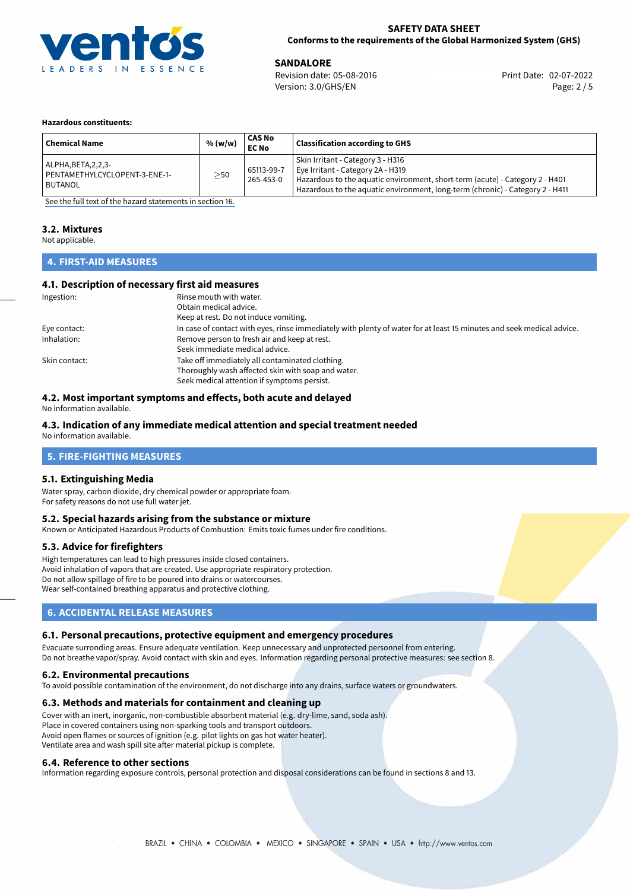**Hazardous constituents:**

| Chemical Name | % (w/w) | CAS No<br>EC No | Classification according to GHS |
|---|---|---|---|
| ALPHA,BETA,2,2,3-PENTAMETHYLCYCLOPENT-3-ENE-1-BUTANOL | $\geq$50 | 65113-99-7<br>265-453-0 | Skin Irritant - Category 3 - H316<br>Eye Irritant - Category 2A - H319<br>Hazardous to the aquatic environment, short-term (acute) - Category 2 - H401<br>Hazardous to the aquatic environment, long-term (chronic) - Category 2 - H411 |

See the full text of the hazard statements in section 16.

### 3.2. Mixtures

Not applicable.

## 4. FIRST-AID MEASURES

### 4.1. Description of necessary first aid measures

Ingestion: Rinse mouth with water.
Obtain medical advice.
Keep at rest. Do not induce vomiting.

Eye contact: In case of contact with eyes, rinse immediately with plenty of water for at least 15 minutes and seek medical advice.

Inhalation: Remove person to fresh air and keep at rest.
Seek immediate medical advice.

Skin contact: Take off immediately all contaminated clothing.
Thoroughly wash affected skin with soap and water.
Seek medical attention if symptoms persist.

### 4.2. Most important symptoms and effects, both acute and delayed

No information available.

### 4.3. Indication of any immediate medical attention and special treatment needed

No information available.

## 5. FIRE-FIGHTING MEASURES

### 5.1. Extinguishing Media

Water spray, carbon dioxide, dry chemical powder or appropriate foam.
For safety reasons do not use full water jet.

### 5.2. Special hazards arising from the substance or mixture

Known or Anticipated Hazardous Products of Combustion: Emits toxic fumes under fire conditions.

### 5.3. Advice for firefighters

High temperatures can lead to high pressures inside closed containers.
Avoid inhalation of vapors that are created. Use appropriate respiratory protection.
Do not allow spillage of fire to be poured into drains or watercourses.
Wear self-contained breathing apparatus and protective clothing.

## 6. ACCIDENTAL RELEASE MEASURES

### 6.1. Personal precautions, protective equipment and emergency procedures

Evacuate surronding areas. Ensure adequate ventilation. Keep unnecessary and unprotected personnel from entering.
Do not breathe vapor/spray. Avoid contact with skin and eyes. Information regarding personal protective measures: see section 8.

### 6.2. Environmental precautions

To avoid possible contamination of the environment, do not discharge into any drains, surface waters or groundwaters.

### 6.3. Methods and materials for containment and cleaning up

Cover with an inert, inorganic, non-combustible absorbent material (e.g. dry-lime, sand, soda ash).
Place in covered containers using non-sparking tools and transport outdoors.
Avoid open flames or sources of ignition (e.g. pilot lights on gas hot water heater).
Ventilate area and wash spill site after material pickup is complete.

### 6.4. Reference to other sections

Information regarding exposure controls, personal protection and disposal considerations can be found in sections 8 and 13.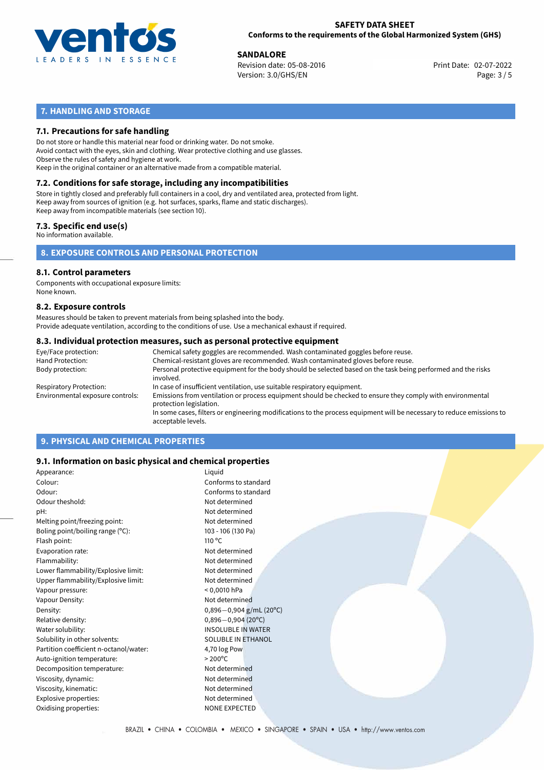## 7. HANDLING AND STORAGE

### 7.1. Precautions for safe handling

Do not store or handle this material near food or drinking water. Do not smoke.
Avoid contact with the eyes, skin and clothing. Wear protective clothing and use glasses.
Observe the rules of safety and hygiene at work.
Keep in the original container or an alternative made from a compatible material.

### 7.2. Conditions for safe storage, including any incompatibilities

Store in tightly closed and preferably full containers in a cool, dry and ventilated area, protected from light.
Keep away from sources of ignition (e.g. hot surfaces, sparks, flame and static discharges).
Keep away from incompatible materials (see section 10).

### 7.3. Specific end use(s)

No information available.

## 8. EXPOSURE CONTROLS AND PERSONAL PROTECTION

### 8.1. Control parameters

Components with occupational exposure limits:
None known.

### 8.2. Exposure controls

Measures should be taken to prevent materials from being splashed into the body.
Provide adequate ventilation, according to the conditions of use. Use a mechanical exhaust if required.

### 8.3. Individual protection measures, such as personal protective equipment

| | |
|---|---|
| Eye/Face protection: | Chemical safety goggles are recommended. Wash contaminated goggles before reuse. |
| Hand Protection: | Chemical-resistant gloves are recommended. Wash contaminated gloves before reuse. |
| Body protection: | Personal protective equipment for the body should be selected based on the task being performed and the risks involved. |
| Respiratory Protection: | In case of insufficient ventilation, use suitable respiratory equipment. |
| Environmental exposure controls: | Emissions from ventilation or process equipment should be checked to ensure they comply with environmental protection legislation. In some cases, filters or engineering modifications to the process equipment will be necessary to reduce emissions to acceptable levels. |

## 9. PHYSICAL AND CHEMICAL PROPERTIES

### 9.1. Information on basic physical and chemical properties

| | |
|---|---|
| Appearance: | Liquid |
| Colour: | Conforms to standard |
| Odour: | Conforms to standard |
| Odour theshold: | Not determined |
| pH: | Not determined |
| Melting point/freezing point: | Not determined |
| Boling point/boiling range (°C): | 103 - 106 (130 Pa) |
| Flash point: | 110 °C |
| Evaporation rate: | Not determined |
| Flammability: | Not determined |
| Lower flammability/Explosive limit: | Not determined |
| Upper flammability/Explosive limit: | Not determined |
| Vapour pressure: | < 0,0010 hPa |
| Vapour Density: | Not determined |
| Density: | 0,896−0,904 g/mL (20°C) |
| Relative density: | 0,896−0,904 (20°C) |
| Water solubility: | INSOLUBLE IN WATER |
| Solubility in other solvents: | SOLUBLE IN ETHANOL |
| Partition coefficient n-octanol/water: | 4,70 log Pow |
| Auto-ignition temperature: | > 200°C |
| Decomposition temperature: | Not determined |
| Viscosity, dynamic: | Not determined |
| Viscosity, kinematic: | Not determined |
| Explosive properties: | Not determined |
| Oxidising properties: | NONE EXPECTED |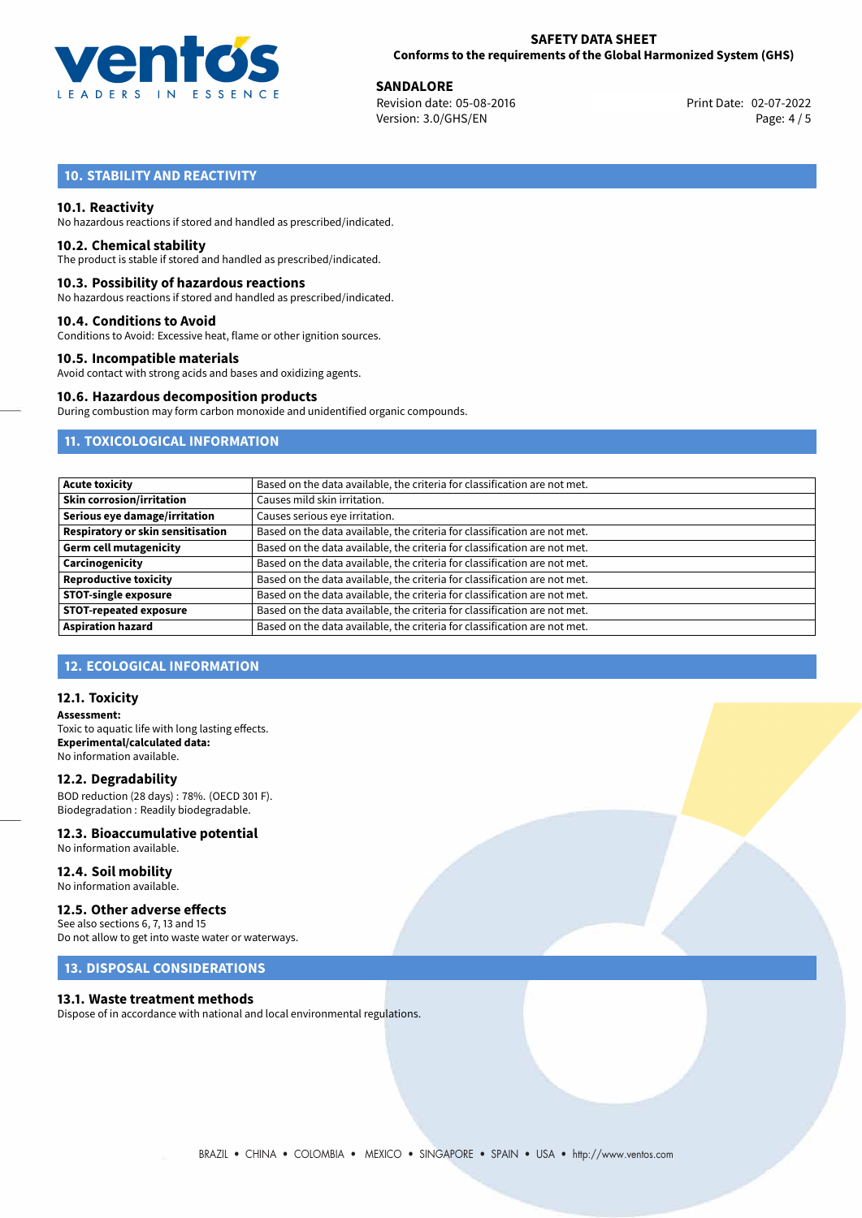## 10. STABILITY AND REACTIVITY

### 10.1. Reactivity

No hazardous reactions if stored and handled as prescribed/indicated.

### 10.2. Chemical stability

The product is stable if stored and handled as prescribed/indicated.

### 10.3. Possibility of hazardous reactions

No hazardous reactions if stored and handled as prescribed/indicated.

### 10.4. Conditions to Avoid

Conditions to Avoid: Excessive heat, flame or other ignition sources.

### 10.5. Incompatible materials

Avoid contact with strong acids and bases and oxidizing agents.

### 10.6. Hazardous decomposition products

During combustion may form carbon monoxide and unidentified organic compounds.

## 11. TOXICOLOGICAL INFORMATION

| | |
|---|---|
| **Acute toxicity** | Based on the data available, the criteria for classification are not met. |
| **Skin corrosion/irritation** | Causes mild skin irritation. |
| **Serious eye damage/irritation** | Causes serious eye irritation. |
| **Respiratory or skin sensitisation** | Based on the data available, the criteria for classification are not met. |
| **Germ cell mutagenicity** | Based on the data available, the criteria for classification are not met. |
| **Carcinogenicity** | Based on the data available, the criteria for classification are not met. |
| **Reproductive toxicity** | Based on the data available, the criteria for classification are not met. |
| **STOT-single exposure** | Based on the data available, the criteria for classification are not met. |
| **STOT-repeated exposure** | Based on the data available, the criteria for classification are not met. |
| **Aspiration hazard** | Based on the data available, the criteria for classification are not met. |

## 12. ECOLOGICAL INFORMATION

### 12.1. Toxicity

**Assessment:**
Toxic to aquatic life with long lasting effects.
**Experimental/calculated data:**
No information available.

### 12.2. Degradability

BOD reduction (28 days) : 78%. (OECD 301 F).
Biodegradation : Readily biodegradable.

### 12.3. Bioaccumulative potential

No information available.

### 12.4. Soil mobility

No information available.

### 12.5. Other adverse effects

See also sections 6, 7, 13 and 15
Do not allow to get into waste water or waterways.

## 13. DISPOSAL CONSIDERATIONS

### 13.1. Waste treatment methods

Dispose of in accordance with national and local environmental regulations.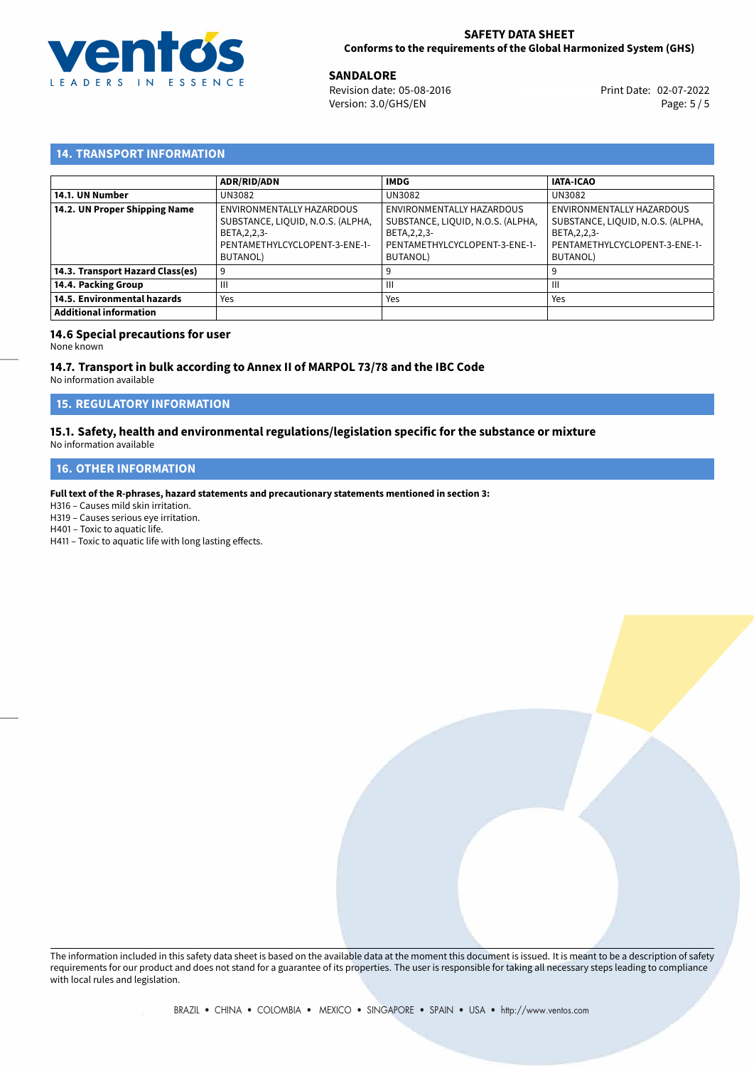## 14. TRANSPORT INFORMATION

| | ADR/RID/ADN | IMDG | IATA-ICAO |
|---|---|---|---|
| **14.1. UN Number** | UN3082 | UN3082 | UN3082 |
| **14.2. UN Proper Shipping Name** | ENVIRONMENTALLY HAZARDOUS SUBSTANCE, LIQUID, N.O.S. (ALPHA, BETA,2,2,3-PENTAMETHYLCYCLOPENT-3-ENE-1-BUTANOL) | ENVIRONMENTALLY HAZARDOUS SUBSTANCE, LIQUID, N.O.S. (ALPHA, BETA,2,2,3-PENTAMETHYLCYCLOPENT-3-ENE-1-BUTANOL) | ENVIRONMENTALLY HAZARDOUS SUBSTANCE, LIQUID, N.O.S. (ALPHA, BETA,2,2,3-PENTAMETHYLCYCLOPENT-3-ENE-1-BUTANOL) |
| **14.3. Transport Hazard Class(es)** | 9 | 9 | 9 |
| **14.4. Packing Group** | III | III | III |
| **14.5. Environmental hazards** | Yes | Yes | Yes |
| **Additional information** | | | |

### 14.6 Special precautions for user

None known

### 14.7. Transport in bulk according to Annex II of MARPOL 73/78 and the IBC Code

No information available

## 15. REGULATORY INFORMATION

### 15.1. Safety, health and environmental regulations/legislation specific for the substance or mixture

No information available

## 16. OTHER INFORMATION

**Full text of the R-phrases, hazard statements and precautionary statements mentioned in section 3:**

H316 – Causes mild skin irritation.
H319 – Causes serious eye irritation.
H401 – Toxic to aquatic life.
H411 – Toxic to aquatic life with long lasting effects.

The information included in this safety data sheet is based on the available data at the moment this document is issued. It is meant to be a description of safety requirements for our product and does not stand for a guarantee of its properties. The user is responsible for taking all necessary steps leading to compliance with local rules and legislation.